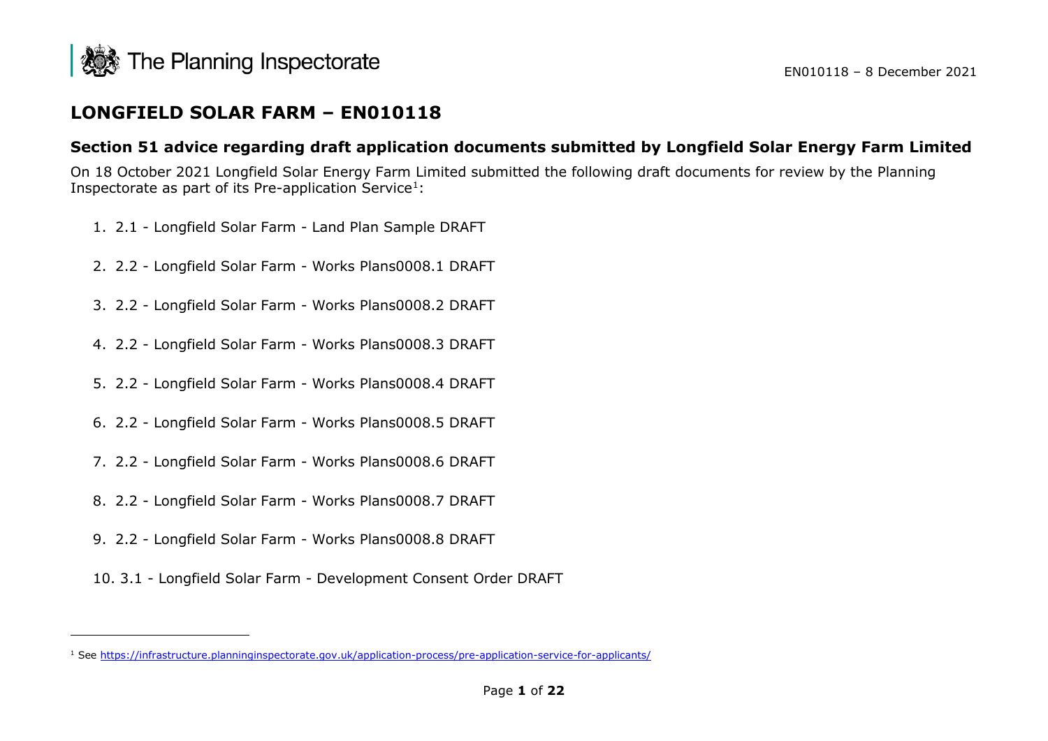# LONGFIELD SOLAR FARM – EN010118

## Section 51 advice regarding draft application documents submitted by Longfield Solar Energy Farm Limited

On 18 October 2021 Longfield Solar Energy Farm Limited submitted the following draft documents for review by the Planning Inspectorate as part of its Pre-application Service[1]:

1. 2.1 - Longfield Solar Farm - Land Plan Sample DRAFT
2. 2.2 - Longfield Solar Farm - Works Plans0008.1 DRAFT
3. 2.2 - Longfield Solar Farm - Works Plans0008.2 DRAFT
4. 2.2 - Longfield Solar Farm - Works Plans0008.3 DRAFT
5. 2.2 - Longfield Solar Farm - Works Plans0008.4 DRAFT
6. 2.2 - Longfield Solar Farm - Works Plans0008.5 DRAFT
7. 2.2 - Longfield Solar Farm - Works Plans0008.6 DRAFT
8. 2.2 - Longfield Solar Farm - Works Plans0008.7 DRAFT
9. 2.2 - Longfield Solar Farm - Works Plans0008.8 DRAFT
10. 3.1 - Longfield Solar Farm - Development Consent Order DRAFT

[1] See https://infrastructure.planninginspectorate.gov.uk/application-process/pre-application-service-for-applicants/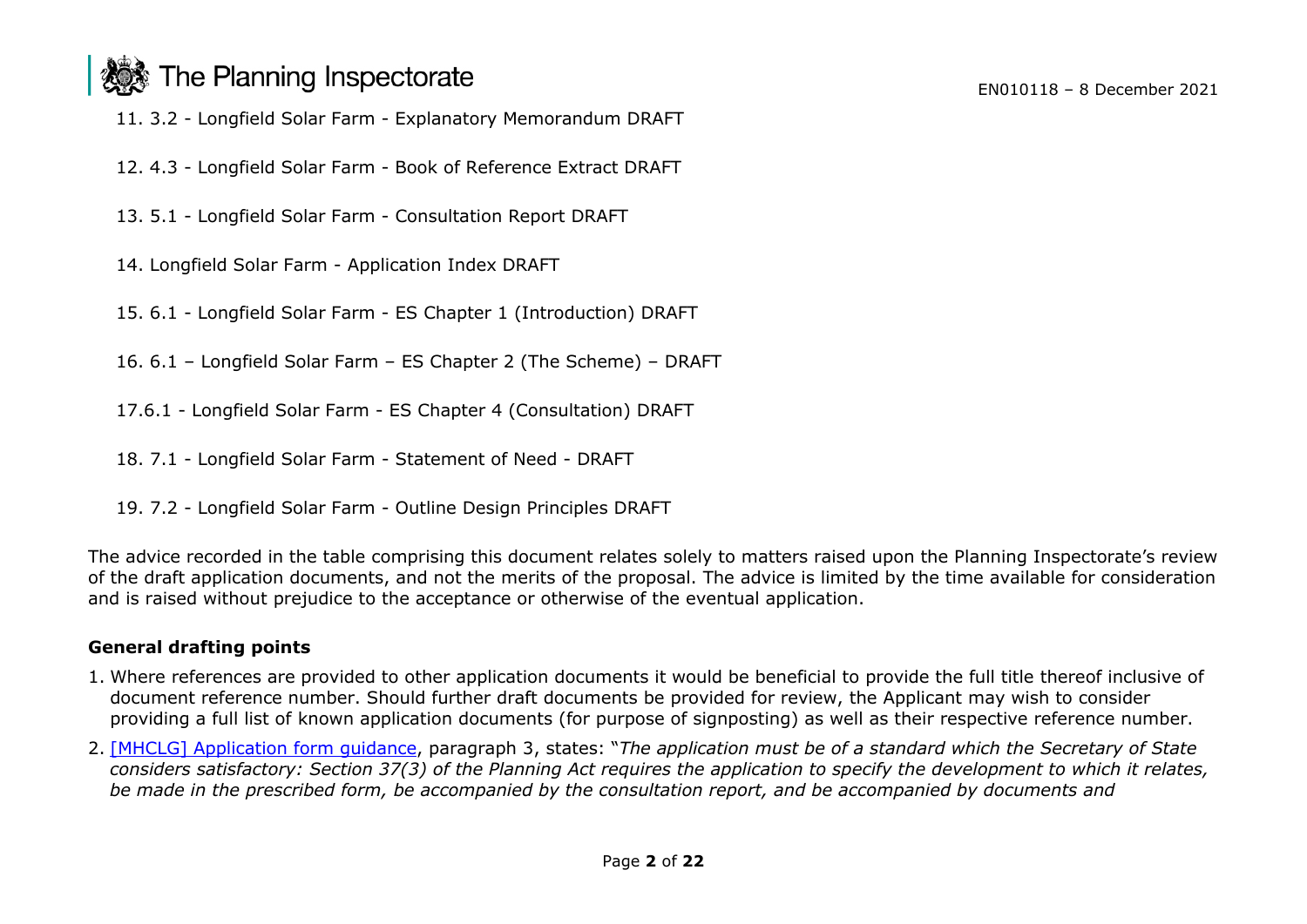11. 3.2 - Longfield Solar Farm - Explanatory Memorandum DRAFT

12. 4.3 - Longfield Solar Farm - Book of Reference Extract DRAFT

13. 5.1 - Longfield Solar Farm - Consultation Report DRAFT

14. Longfield Solar Farm - Application Index DRAFT

15. 6.1 - Longfield Solar Farm - ES Chapter 1 (Introduction) DRAFT

16. 6.1 – Longfield Solar Farm – ES Chapter 2 (The Scheme) – DRAFT

17.6.1 - Longfield Solar Farm - ES Chapter 4 (Consultation) DRAFT

18. 7.1 - Longfield Solar Farm - Statement of Need - DRAFT

19. 7.2 - Longfield Solar Farm - Outline Design Principles DRAFT

The advice recorded in the table comprising this document relates solely to matters raised upon the Planning Inspectorate's review of the draft application documents, and not the merits of the proposal. The advice is limited by the time available for consideration and is raised without prejudice to the acceptance or otherwise of the eventual application.

**General drafting points**

1. Where references are provided to other application documents it would be beneficial to provide the full title thereof inclusive of document reference number. Should further draft documents be provided for review, the Applicant may wish to consider providing a full list of known application documents (for purpose of signposting) as well as their respective reference number.
2. [MHCLG] Application form guidance, paragraph 3, states: "*The application must be of a standard which the Secretary of State considers satisfactory: Section 37(3) of the Planning Act requires the application to specify the development to which it relates, be made in the prescribed form, be accompanied by the consultation report, and be accompanied by documents and*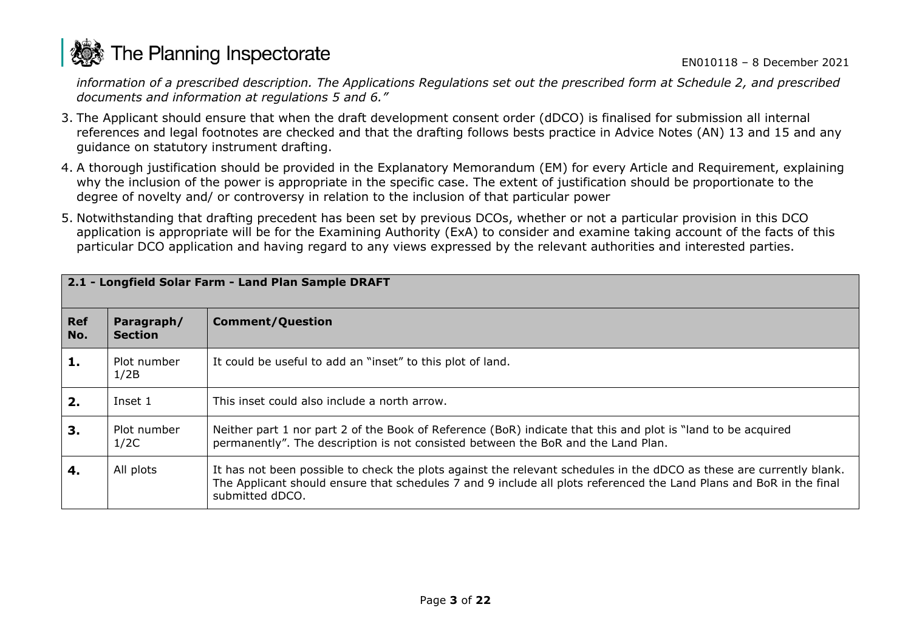*information of a prescribed description. The Applications Regulations set out the prescribed form at Schedule 2, and prescribed documents and information at regulations 5 and 6."*

3. The Applicant should ensure that when the draft development consent order (dDCO) is finalised for submission all internal references and legal footnotes are checked and that the drafting follows bests practice in Advice Notes (AN) 13 and 15 and any guidance on statutory instrument drafting.
4. A thorough justification should be provided in the Explanatory Memorandum (EM) for every Article and Requirement, explaining why the inclusion of the power is appropriate in the specific case. The extent of justification should be proportionate to the degree of novelty and/ or controversy in relation to the inclusion of that particular power
5. Notwithstanding that drafting precedent has been set by previous DCOs, whether or not a particular provision in this DCO application is appropriate will be for the Examining Authority (ExA) to consider and examine taking account of the facts of this particular DCO application and having regard to any views expressed by the relevant authorities and interested parties.

| **2.1 - Longfield Solar Farm - Land Plan Sample DRAFT** | | |
|---|---|---|
| **Ref No.** | **Paragraph/ Section** | **Comment/Question** |
| **1.** | Plot number 1/2B | It could be useful to add an "inset" to this plot of land. |
| **2.** | Inset 1 | This inset could also include a north arrow. |
| **3.** | Plot number 1/2C | Neither part 1 nor part 2 of the Book of Reference (BoR) indicate that this and plot is "land to be acquired permanently". The description is not consisted between the BoR and the Land Plan. |
| **4.** | All plots | It has not been possible to check the plots against the relevant schedules in the dDCO as these are currently blank. The Applicant should ensure that schedules 7 and 9 include all plots referenced the Land Plans and BoR in the final submitted dDCO. |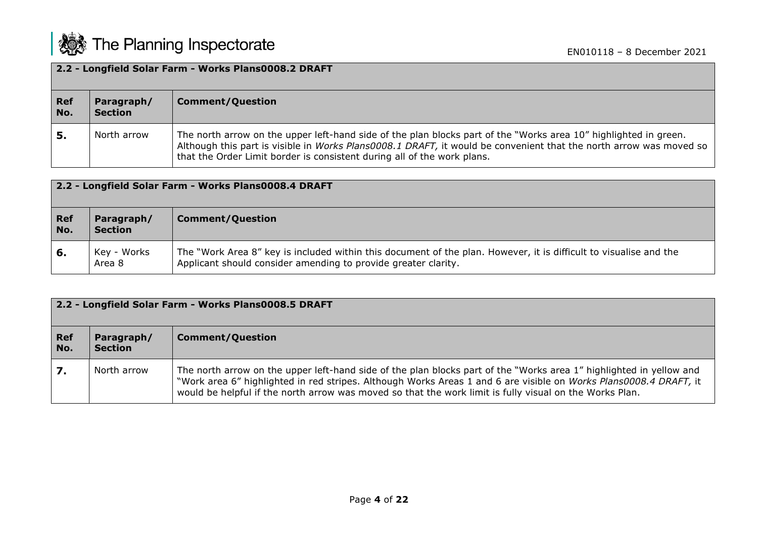| 2.2 - Longfield Solar Farm - Works Plans0008.2 DRAFT | | |
|---|---|---|
| **Ref No.** | **Paragraph/ Section** | **Comment/Question** |
| **5.** | North arrow | The north arrow on the upper left-hand side of the plan blocks part of the "Works area 10" highlighted in green. Although this part is visible in *Works Plans0008.1 DRAFT,* it would be convenient that the north arrow was moved so that the Order Limit border is consistent during all of the work plans. |

| 2.2 - Longfield Solar Farm - Works Plans0008.4 DRAFT | | |
|---|---|---|
| **Ref No.** | **Paragraph/ Section** | **Comment/Question** |
| **6.** | Key - Works Area 8 | The "Work Area 8" key is included within this document of the plan. However, it is difficult to visualise and the Applicant should consider amending to provide greater clarity. |

| 2.2 - Longfield Solar Farm - Works Plans0008.5 DRAFT | | |
|---|---|---|
| **Ref No.** | **Paragraph/ Section** | **Comment/Question** |
| **7.** | North arrow | The north arrow on the upper left-hand side of the plan blocks part of the "Works area 1" highlighted in yellow and "Work area 6" highlighted in red stripes. Although Works Areas 1 and 6 are visible on *Works Plans0008.4 DRAFT,* it would be helpful if the north arrow was moved so that the work limit is fully visual on the Works Plan. |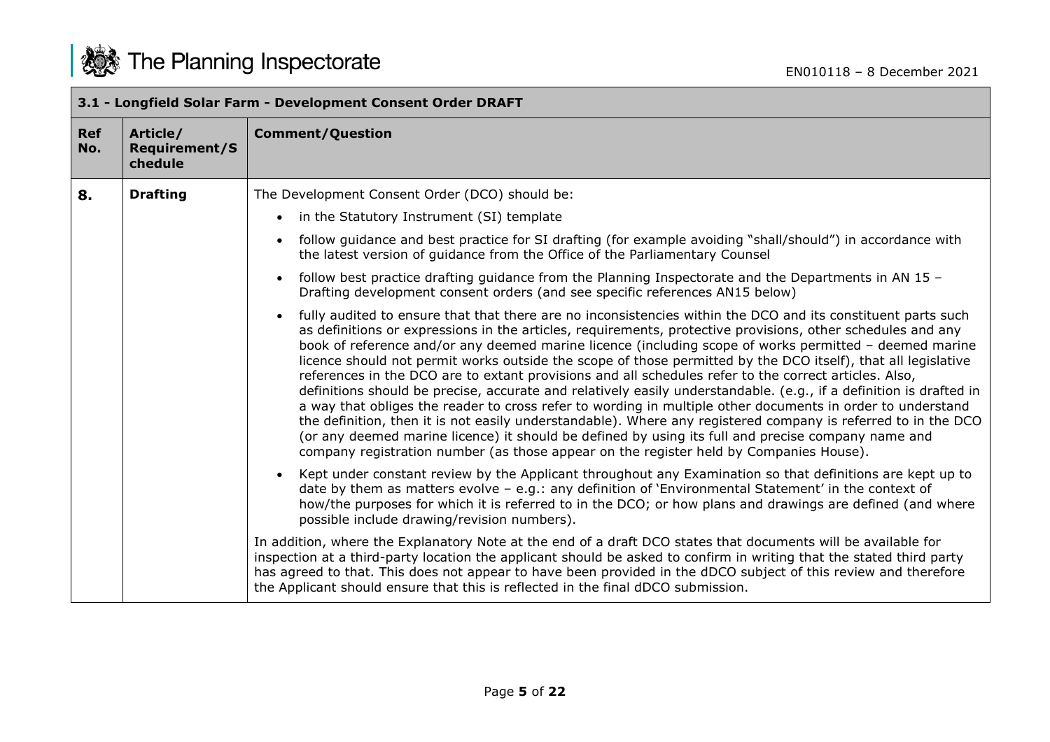| 3.1 - Longfield Solar Farm - Development Consent Order DRAFT | | |
|---|---|---|
| **Ref No.** | **Article/ Requirement/Schedule** | **Comment/Question** |
| **8.** | **Drafting** | The Development Consent Order (DCO) should be:<br>• in the Statutory Instrument (SI) template<br>• follow guidance and best practice for SI drafting (for example avoiding "shall/should") in accordance with the latest version of guidance from the Office of the Parliamentary Counsel<br>• follow best practice drafting guidance from the Planning Inspectorate and the Departments in AN 15 – Drafting development consent orders (and see specific references AN15 below)<br>• fully audited to ensure that that there are no inconsistencies within the DCO and its constituent parts such as definitions or expressions in the articles, requirements, protective provisions, other schedules and any book of reference and/or any deemed marine licence (including scope of works permitted – deemed marine licence should not permit works outside the scope of those permitted by the DCO itself), that all legislative references in the DCO are to extant provisions and all schedules refer to the correct articles. Also, definitions should be precise, accurate and relatively easily understandable. (e.g., if a definition is drafted in a way that obliges the reader to cross refer to wording in multiple other documents in order to understand the definition, then it is not easily understandable). Where any registered company is referred to in the DCO (or any deemed marine licence) it should be defined by using its full and precise company name and company registration number (as those appear on the register held by Companies House).<br>• Kept under constant review by the Applicant throughout any Examination so that definitions are kept up to date by them as matters evolve – e.g.: any definition of 'Environmental Statement' in the context of how/the purposes for which it is referred to in the DCO; or how plans and drawings are defined (and where possible include drawing/revision numbers).<br><br>In addition, where the Explanatory Note at the end of a draft DCO states that documents will be available for inspection at a third-party location the applicant should be asked to confirm in writing that the stated third party has agreed to that. This does not appear to have been provided in the dDCO subject of this review and therefore the Applicant should ensure that this is reflected in the final dDCO submission. |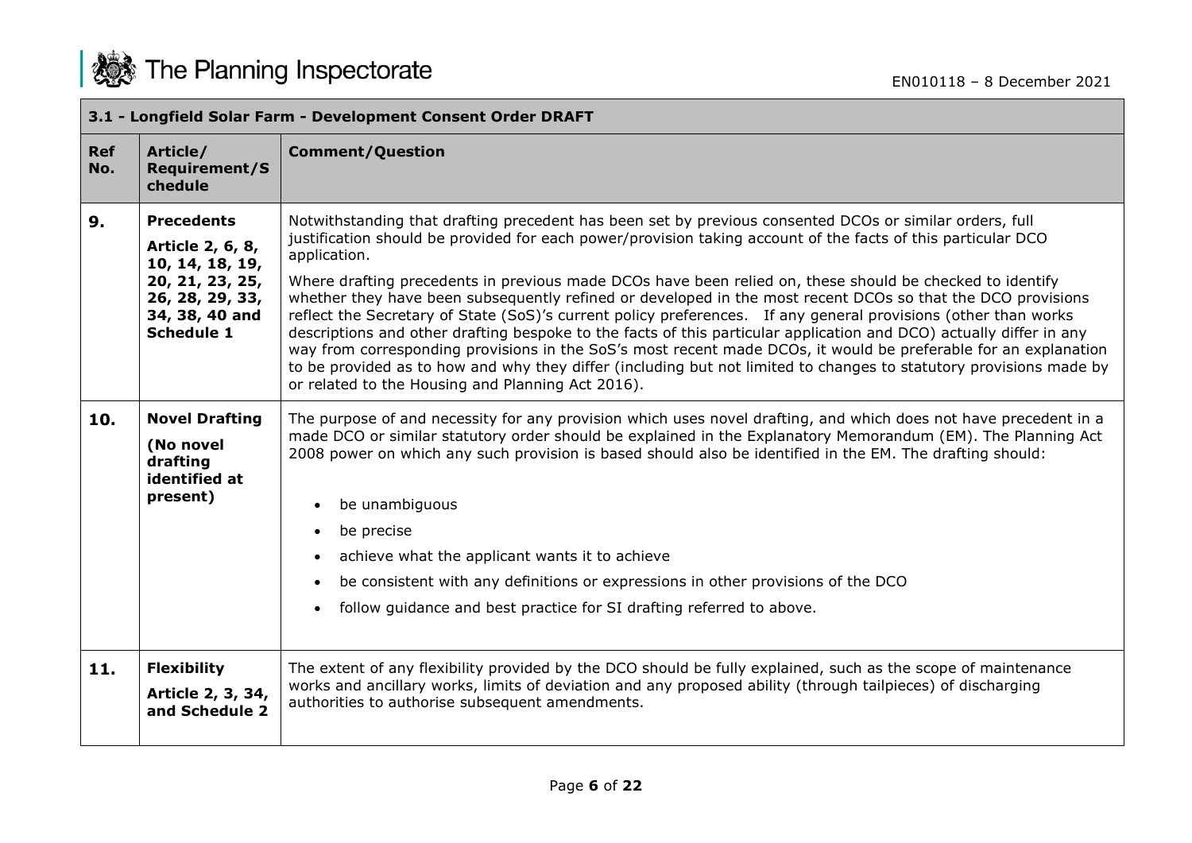| 3.1 - Longfield Solar Farm - Development Consent Order DRAFT | | |
|---|---|---|
| **Ref No.** | **Article/ Requirement/Schedule** | **Comment/Question** |
| **9.** | **Precedents** <br> **Article 2, 6, 8, 10, 14, 18, 19, 20, 21, 23, 25, 26, 28, 29, 33, 34, 38, 40 and Schedule 1** | Notwithstanding that drafting precedent has been set by previous consented DCOs or similar orders, full justification should be provided for each power/provision taking account of the facts of this particular DCO application. <br><br> Where drafting precedents in previous made DCOs have been relied on, these should be checked to identify whether they have been subsequently refined or developed in the most recent DCOs so that the DCO provisions reflect the Secretary of State (SoS)'s current policy preferences. If any general provisions (other than works descriptions and other drafting bespoke to the facts of this particular application and DCO) actually differ in any way from corresponding provisions in the SoS's most recent made DCOs, it would be preferable for an explanation to be provided as to how and why they differ (including but not limited to changes to statutory provisions made by or related to the Housing and Planning Act 2016). |
| **10.** | **Novel Drafting** <br> **(No novel drafting identified at present)** | The purpose of and necessity for any provision which uses novel drafting, and which does not have precedent in a made DCO or similar statutory order should be explained in the Explanatory Memorandum (EM). The Planning Act 2008 power on which any such provision is based should also be identified in the EM. The drafting should: <br><br> • be unambiguous <br> • be precise <br> • achieve what the applicant wants it to achieve <br> • be consistent with any definitions or expressions in other provisions of the DCO <br> • follow guidance and best practice for SI drafting referred to above. |
| **11.** | **Flexibility** <br> **Article 2, 3, 34, and Schedule 2** | The extent of any flexibility provided by the DCO should be fully explained, such as the scope of maintenance works and ancillary works, limits of deviation and any proposed ability (through tailpieces) of discharging authorities to authorise subsequent amendments. |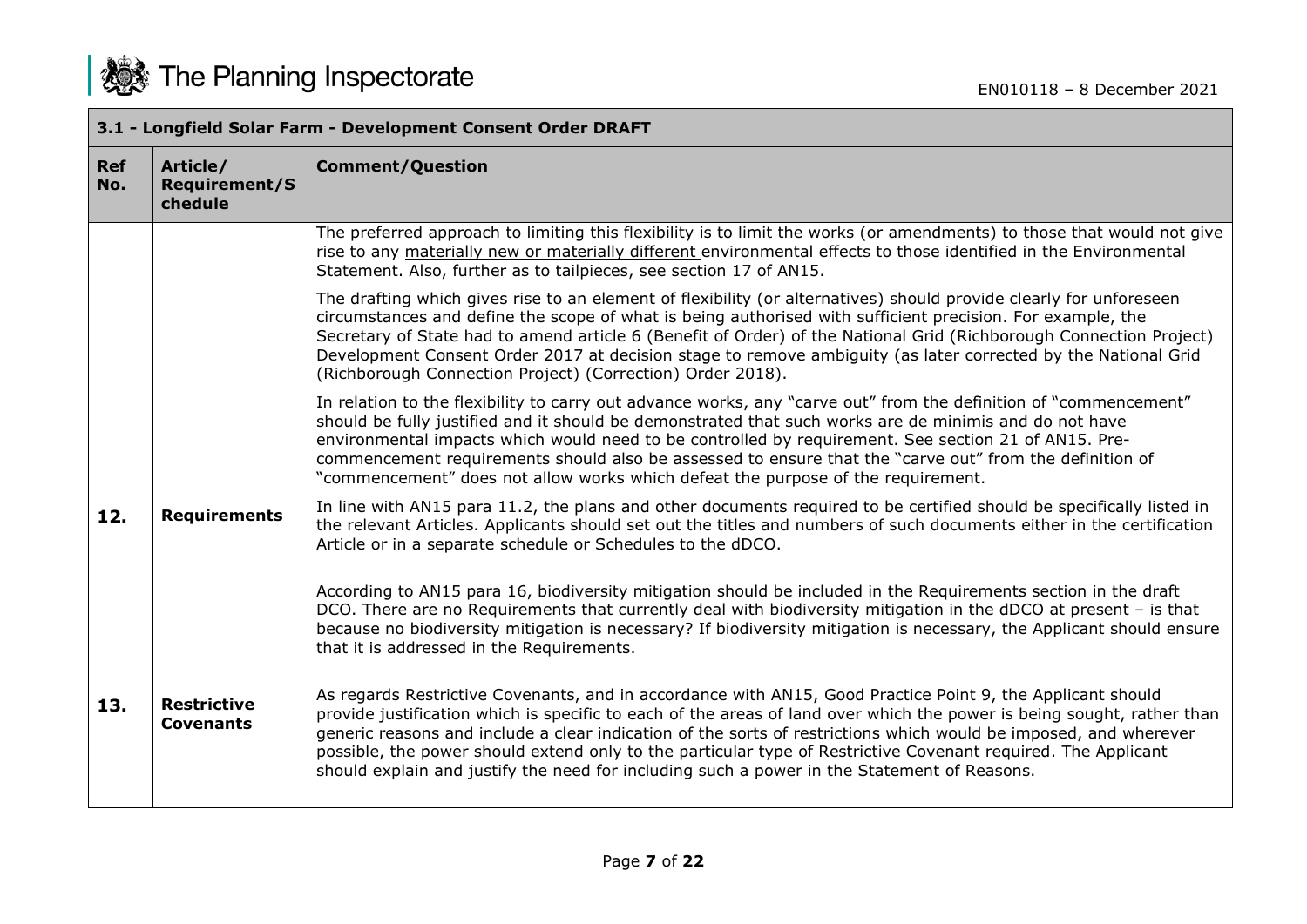| 3.1 - Longfield Solar Farm - Development Consent Order DRAFT | | |
|---|---|---|
| **Ref No.** | **Article/ Requirement/Schedule** | **Comment/Question** |
| | | The preferred approach to limiting this flexibility is to limit the works (or amendments) to those that would not give rise to any materially new or materially different environmental effects to those identified in the Environmental Statement. Also, further as to tailpieces, see section 17 of AN15.<br><br>The drafting which gives rise to an element of flexibility (or alternatives) should provide clearly for unforeseen circumstances and define the scope of what is being authorised with sufficient precision. For example, the Secretary of State had to amend article 6 (Benefit of Order) of the National Grid (Richborough Connection Project) Development Consent Order 2017 at decision stage to remove ambiguity (as later corrected by the National Grid (Richborough Connection Project) (Correction) Order 2018).<br><br>In relation to the flexibility to carry out advance works, any "carve out" from the definition of "commencement" should be fully justified and it should be demonstrated that such works are de minimis and do not have environmental impacts which would need to be controlled by requirement. See section 21 of AN15. Pre-commencement requirements should also be assessed to ensure that the "carve out" from the definition of "commencement" does not allow works which defeat the purpose of the requirement. |
| **12.** | **Requirements** | In line with AN15 para 11.2, the plans and other documents required to be certified should be specifically listed in the relevant Articles. Applicants should set out the titles and numbers of such documents either in the certification Article or in a separate schedule or Schedules to the dDCO.<br><br>According to AN15 para 16, biodiversity mitigation should be included in the Requirements section in the draft DCO. There are no Requirements that currently deal with biodiversity mitigation in the dDCO at present – is that because no biodiversity mitigation is necessary? If biodiversity mitigation is necessary, the Applicant should ensure that it is addressed in the Requirements. |
| **13.** | **Restrictive Covenants** | As regards Restrictive Covenants, and in accordance with AN15, Good Practice Point 9, the Applicant should provide justification which is specific to each of the areas of land over which the power is being sought, rather than generic reasons and include a clear indication of the sorts of restrictions which would be imposed, and wherever possible, the power should extend only to the particular type of Restrictive Covenant required. The Applicant should explain and justify the need for including such a power in the Statement of Reasons. |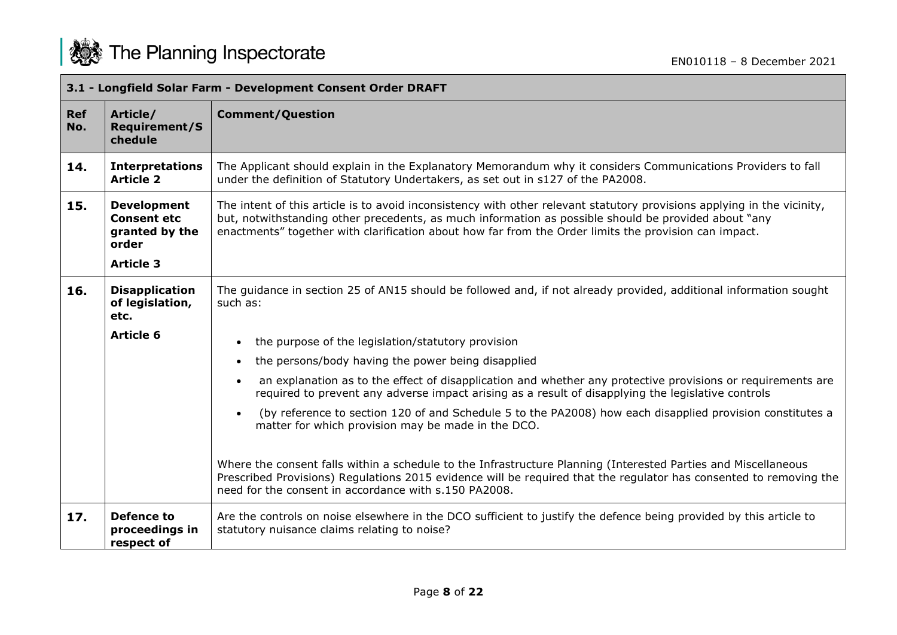| 3.1 - Longfield Solar Farm - Development Consent Order DRAFT | | |
|---|---|---|
| **Ref No.** | **Article/ Requirement/Schedule** | **Comment/Question** |
| **14.** | **Interpretations Article 2** | The Applicant should explain in the Explanatory Memorandum why it considers Communications Providers to fall under the definition of Statutory Undertakers, as set out in s127 of the PA2008. |
| **15.** | **Development Consent etc granted by the order** <br><br> **Article 3** | The intent of this article is to avoid inconsistency with other relevant statutory provisions applying in the vicinity, but, notwithstanding other precedents, as much information as possible should be provided about "any enactments" together with clarification about how far from the Order limits the provision can impact. |
| **16.** | **Disapplication of legislation, etc.** <br><br> **Article 6** | The guidance in section 25 of AN15 should be followed and, if not already provided, additional information sought such as: <br><br> • the purpose of the legislation/statutory provision <br> • the persons/body having the power being disapplied <br> • an explanation as to the effect of disapplication and whether any protective provisions or requirements are required to prevent any adverse impact arising as a result of disapplying the legislative controls <br> • (by reference to section 120 of and Schedule 5 to the PA2008) how each disapplied provision constitutes a matter for which provision may be made in the DCO. <br><br> Where the consent falls within a schedule to the Infrastructure Planning (Interested Parties and Miscellaneous Prescribed Provisions) Regulations 2015 evidence will be required that the regulator has consented to removing the need for the consent in accordance with s.150 PA2008. |
| **17.** | **Defence to proceedings in respect of** | Are the controls on noise elsewhere in the DCO sufficient to justify the defence being provided by this article to statutory nuisance claims relating to noise? |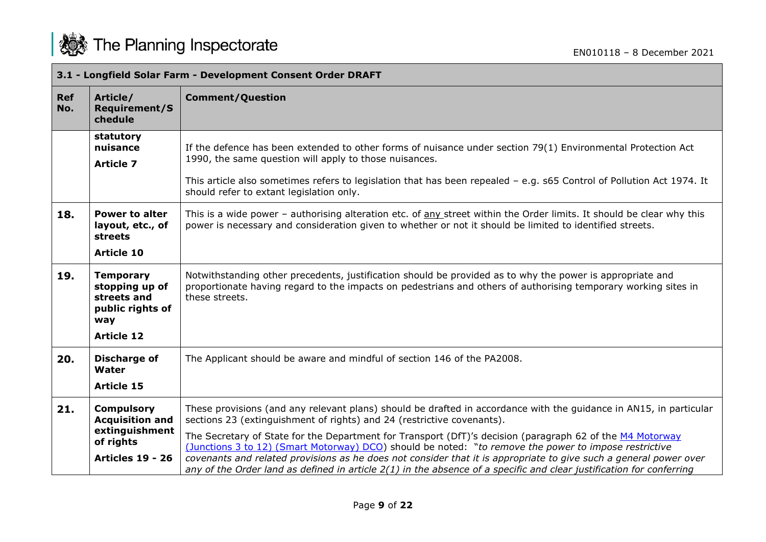| 3.1 - Longfield Solar Farm - Development Consent Order DRAFT | | |
|---|---|---|
| **Ref No.** | **Article/ Requirement/Schedule** | **Comment/Question** |
| | **statutory nuisance**<br>**Article 7** | If the defence has been extended to other forms of nuisance under section 79(1) Environmental Protection Act 1990, the same question will apply to those nuisances.<br>This article also sometimes refers to legislation that has been repealed – e.g. s65 Control of Pollution Act 1974. It should refer to extant legislation only. |
| **18.** | **Power to alter layout, etc., of streets**<br>**Article 10** | This is a wide power – authorising alteration etc. of any street within the Order limits. It should be clear why this power is necessary and consideration given to whether or not it should be limited to identified streets. |
| **19.** | **Temporary stopping up of streets and public rights of way**<br>**Article 12** | Notwithstanding other precedents, justification should be provided as to why the power is appropriate and proportionate having regard to the impacts on pedestrians and others of authorising temporary working sites in these streets. |
| **20.** | **Discharge of Water**<br>**Article 15** | The Applicant should be aware and mindful of section 146 of the PA2008. |
| **21.** | **Compulsory Acquisition and extinguishment of rights**<br>**Articles 19 - 26** | These provisions (and any relevant plans) should be drafted in accordance with the guidance in AN15, in particular sections 23 (extinguishment of rights) and 24 (restrictive covenants).<br>The Secretary of State for the Department for Transport (DfT)'s decision (paragraph 62 of the M4 Motorway (Junctions 3 to 12) (Smart Motorway) DCO) should be noted: "*to remove the power to impose restrictive covenants and related provisions as he does not consider that it is appropriate to give such a general power over any of the Order land as defined in article 2(1) in the absence of a specific and clear justification for conferring* |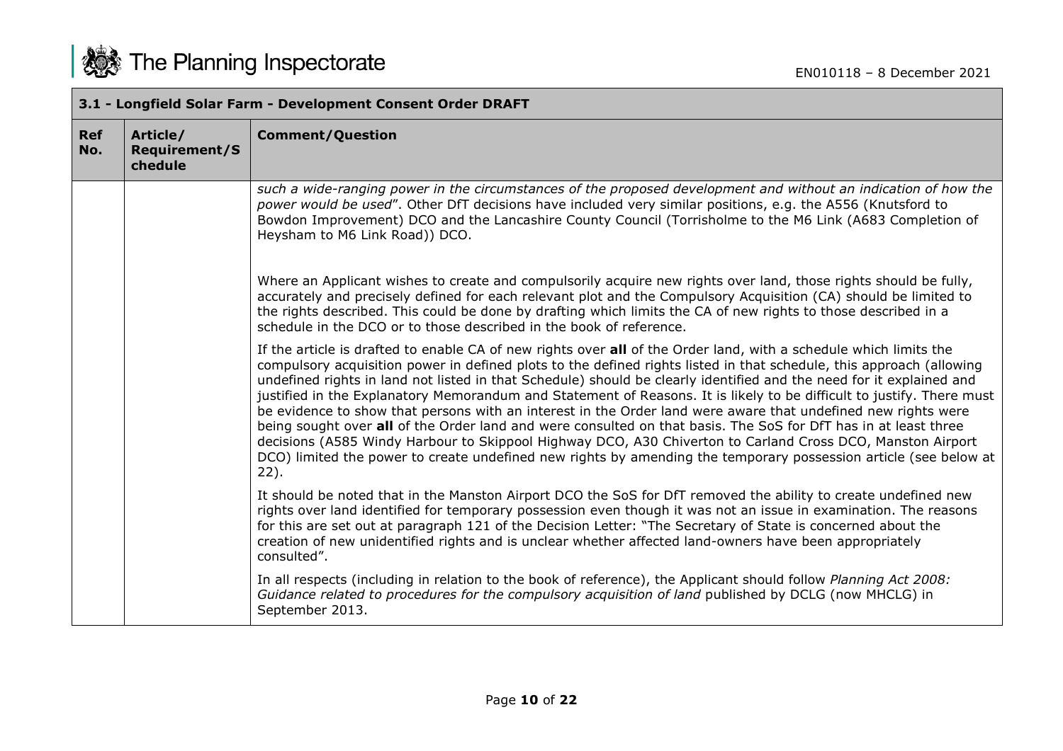| 3.1 - Longfield Solar Farm - Development Consent Order DRAFT | | |
|---|---|---|
| **Ref No.** | **Article/ Requirement/Schedule** | **Comment/Question** |
| | | *such a wide-ranging power in the circumstances of the proposed development and without an indication of how the power would be used*". Other DfT decisions have included very similar positions, e.g. the A556 (Knutsford to Bowdon Improvement) DCO and the Lancashire County Council (Torrisholme to the M6 Link (A683 Completion of Heysham to M6 Link Road)) DCO.<br><br>Where an Applicant wishes to create and compulsorily acquire new rights over land, those rights should be fully, accurately and precisely defined for each relevant plot and the Compulsory Acquisition (CA) should be limited to the rights described. This could be done by drafting which limits the CA of new rights to those described in a schedule in the DCO or to those described in the book of reference.<br><br>If the article is drafted to enable CA of new rights over **all** of the Order land, with a schedule which limits the compulsory acquisition power in defined plots to the defined rights listed in that schedule, this approach (allowing undefined rights in land not listed in that Schedule) should be clearly identified and the need for it explained and justified in the Explanatory Memorandum and Statement of Reasons. It is likely to be difficult to justify. There must be evidence to show that persons with an interest in the Order land were aware that undefined new rights were being sought over **all** of the Order land and were consulted on that basis. The SoS for DfT has in at least three decisions (A585 Windy Harbour to Skippool Highway DCO, A30 Chiverton to Carland Cross DCO, Manston Airport DCO) limited the power to create undefined new rights by amending the temporary possession article (see below at 22).<br><br>It should be noted that in the Manston Airport DCO the SoS for DfT removed the ability to create undefined new rights over land identified for temporary possession even though it was not an issue in examination. The reasons for this are set out at paragraph 121 of the Decision Letter: "The Secretary of State is concerned about the creation of new unidentified rights and is unclear whether affected land-owners have been appropriately consulted".<br><br>In all respects (including in relation to the book of reference), the Applicant should follow *Planning Act 2008: Guidance related to procedures for the compulsory acquisition of land* published by DCLG (now MHCLG) in September 2013. |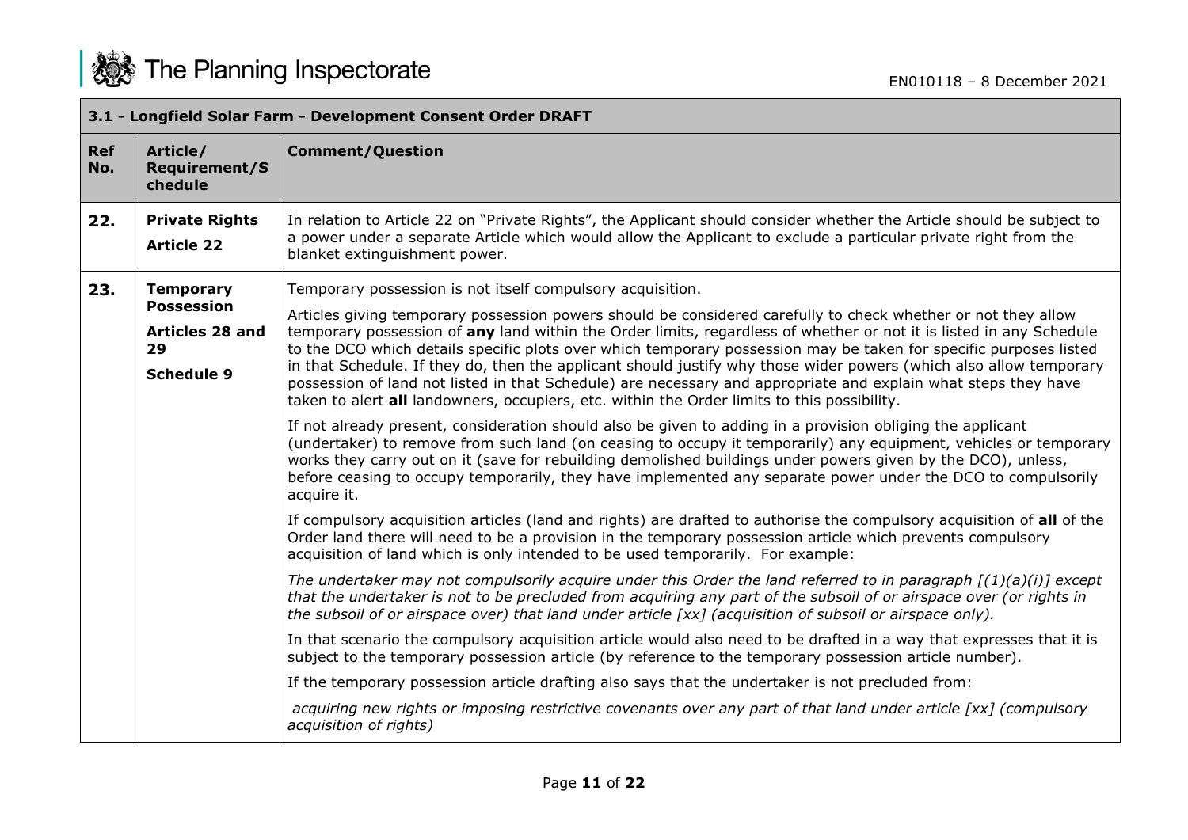| 3.1 - Longfield Solar Farm - Development Consent Order DRAFT | | |
|---|---|---|
| **Ref No.** | **Article/ Requirement/Schedule** | **Comment/Question** |
| **22.** | **Private Rights**<br>**Article 22** | In relation to Article 22 on "Private Rights", the Applicant should consider whether the Article should be subject to a power under a separate Article which would allow the Applicant to exclude a particular private right from the blanket extinguishment power. |
| **23.** | **Temporary Possession**<br>**Articles 28 and 29**<br>**Schedule 9** | Temporary possession is not itself compulsory acquisition.<br><br>Articles giving temporary possession powers should be considered carefully to check whether or not they allow temporary possession of **any** land within the Order limits, regardless of whether or not it is listed in any Schedule to the DCO which details specific plots over which temporary possession may be taken for specific purposes listed in that Schedule. If they do, then the applicant should justify why those wider powers (which also allow temporary possession of land not listed in that Schedule) are necessary and appropriate and explain what steps they have taken to alert **all** landowners, occupiers, etc. within the Order limits to this possibility.<br><br>If not already present, consideration should also be given to adding in a provision obliging the applicant (undertaker) to remove from such land (on ceasing to occupy it temporarily) any equipment, vehicles or temporary works they carry out on it (save for rebuilding demolished buildings under powers given by the DCO), unless, before ceasing to occupy temporarily, they have implemented any separate power under the DCO to compulsorily acquire it.<br><br>If compulsory acquisition articles (land and rights) are drafted to authorise the compulsory acquisition of **all** of the Order land there will need to be a provision in the temporary possession article which prevents compulsory acquisition of land which is only intended to be used temporarily. For example:<br><br>*The undertaker may not compulsorily acquire under this Order the land referred to in paragraph [(1)(a)(i)] except that the undertaker is not to be precluded from acquiring any part of the subsoil of or airspace over (or rights in the subsoil of or airspace over) that land under article [xx] (acquisition of subsoil or airspace only).*<br><br>In that scenario the compulsory acquisition article would also need to be drafted in a way that expresses that it is subject to the temporary possession article (by reference to the temporary possession article number).<br><br>If the temporary possession article drafting also says that the undertaker is not precluded from:<br><br>*acquiring new rights or imposing restrictive covenants over any part of that land under article [xx] (compulsory acquisition of rights)* |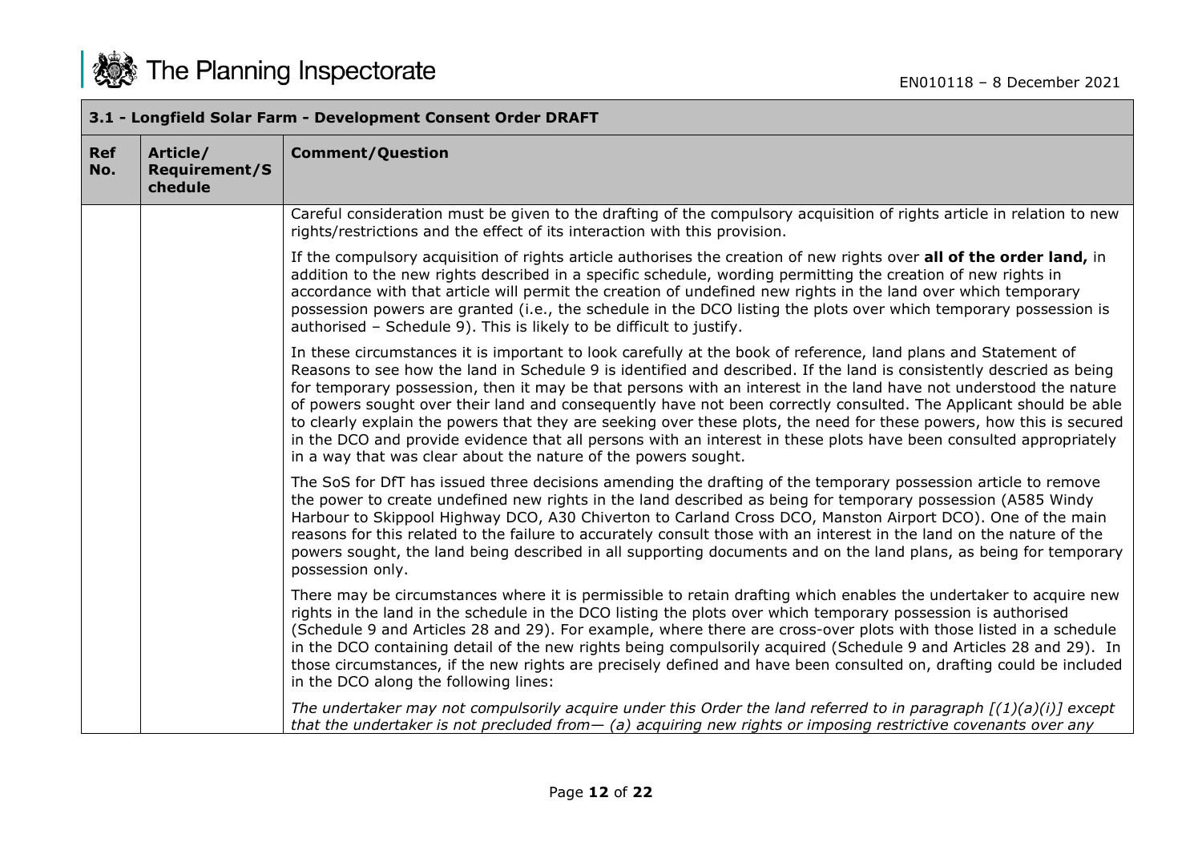| 3.1 - Longfield Solar Farm - Development Consent Order DRAFT | | |
|---|---|---|
| **Ref No.** | **Article/ Requirement/Schedule** | **Comment/Question** |
| | | Careful consideration must be given to the drafting of the compulsory acquisition of rights article in relation to new rights/restrictions and the effect of its interaction with this provision.<br><br>If the compulsory acquisition of rights article authorises the creation of new rights over **all of the order land,** in addition to the new rights described in a specific schedule, wording permitting the creation of new rights in accordance with that article will permit the creation of undefined new rights in the land over which temporary possession powers are granted (i.e., the schedule in the DCO listing the plots over which temporary possession is authorised – Schedule 9). This is likely to be difficult to justify.<br><br>In these circumstances it is important to look carefully at the book of reference, land plans and Statement of Reasons to see how the land in Schedule 9 is identified and described. If the land is consistently descried as being for temporary possession, then it may be that persons with an interest in the land have not understood the nature of powers sought over their land and consequently have not been correctly consulted. The Applicant should be able to clearly explain the powers that they are seeking over these plots, the need for these powers, how this is secured in the DCO and provide evidence that all persons with an interest in these plots have been consulted appropriately in a way that was clear about the nature of the powers sought.<br><br>The SoS for DfT has issued three decisions amending the drafting of the temporary possession article to remove the power to create undefined new rights in the land described as being for temporary possession (A585 Windy Harbour to Skippool Highway DCO, A30 Chiverton to Carland Cross DCO, Manston Airport DCO). One of the main reasons for this related to the failure to accurately consult those with an interest in the land on the nature of the powers sought, the land being described in all supporting documents and on the land plans, as being for temporary possession only.<br><br>There may be circumstances where it is permissible to retain drafting which enables the undertaker to acquire new rights in the land in the schedule in the DCO listing the plots over which temporary possession is authorised (Schedule 9 and Articles 28 and 29). For example, where there are cross-over plots with those listed in a schedule in the DCO containing detail of the new rights being compulsorily acquired (Schedule 9 and Articles 28 and 29). In those circumstances, if the new rights are precisely defined and have been consulted on, drafting could be included in the DCO along the following lines:<br><br>*The undertaker may not compulsorily acquire under this Order the land referred to in paragraph [(1)(a)(i)] except that the undertaker is not precluded from— (a) acquiring new rights or imposing restrictive covenants over any* |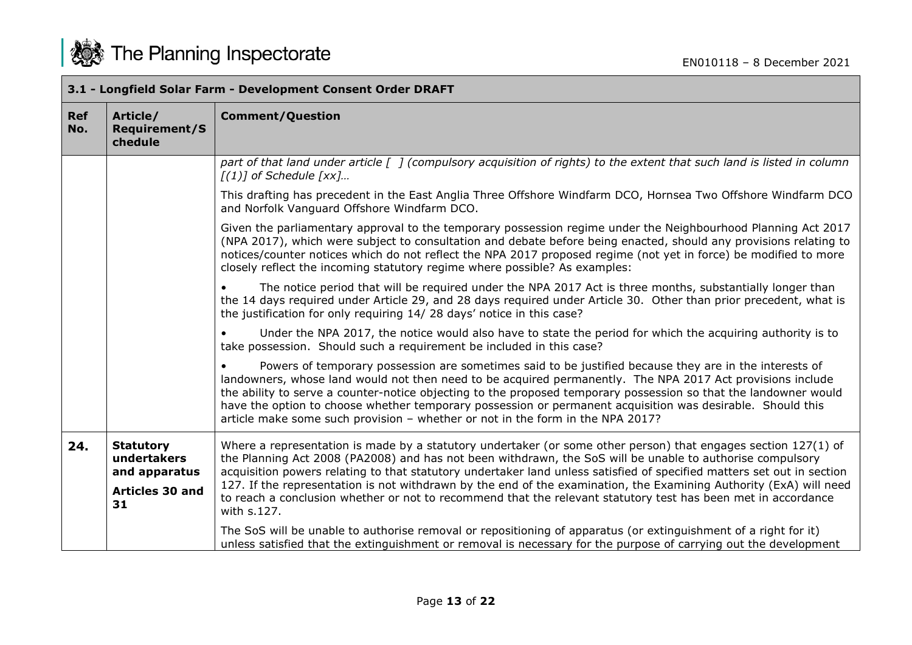| 3.1 - Longfield Solar Farm - Development Consent Order DRAFT | | |
|---|---|---|
| **Ref No.** | **Article/ Requirement/Schedule** | **Comment/Question** |
| | | *part of that land under article [ ] (compulsory acquisition of rights) to the extent that such land is listed in column [(1)] of Schedule [xx]…*<br><br>This drafting has precedent in the East Anglia Three Offshore Windfarm DCO, Hornsea Two Offshore Windfarm DCO and Norfolk Vanguard Offshore Windfarm DCO.<br><br>Given the parliamentary approval to the temporary possession regime under the Neighbourhood Planning Act 2017 (NPA 2017), which were subject to consultation and debate before being enacted, should any provisions relating to notices/counter notices which do not reflect the NPA 2017 proposed regime (not yet in force) be modified to more closely reflect the incoming statutory regime where possible? As examples:<br><br>• The notice period that will be required under the NPA 2017 Act is three months, substantially longer than the 14 days required under Article 29, and 28 days required under Article 30. Other than prior precedent, what is the justification for only requiring 14/ 28 days' notice in this case?<br><br>• Under the NPA 2017, the notice would also have to state the period for which the acquiring authority is to take possession. Should such a requirement be included in this case?<br><br>• Powers of temporary possession are sometimes said to be justified because they are in the interests of landowners, whose land would not then need to be acquired permanently. The NPA 2017 Act provisions include the ability to serve a counter-notice objecting to the proposed temporary possession so that the landowner would have the option to choose whether temporary possession or permanent acquisition was desirable. Should this article make some such provision – whether or not in the form in the NPA 2017? |
| **24.** | **Statutory undertakers and apparatus**<br><br>**Articles 30 and 31** | Where a representation is made by a statutory undertaker (or some other person) that engages section 127(1) of the Planning Act 2008 (PA2008) and has not been withdrawn, the SoS will be unable to authorise compulsory acquisition powers relating to that statutory undertaker land unless satisfied of specified matters set out in section 127. If the representation is not withdrawn by the end of the examination, the Examining Authority (ExA) will need to reach a conclusion whether or not to recommend that the relevant statutory test has been met in accordance with s.127.<br><br>The SoS will be unable to authorise removal or repositioning of apparatus (or extinguishment of a right for it) unless satisfied that the extinguishment or removal is necessary for the purpose of carrying out the development |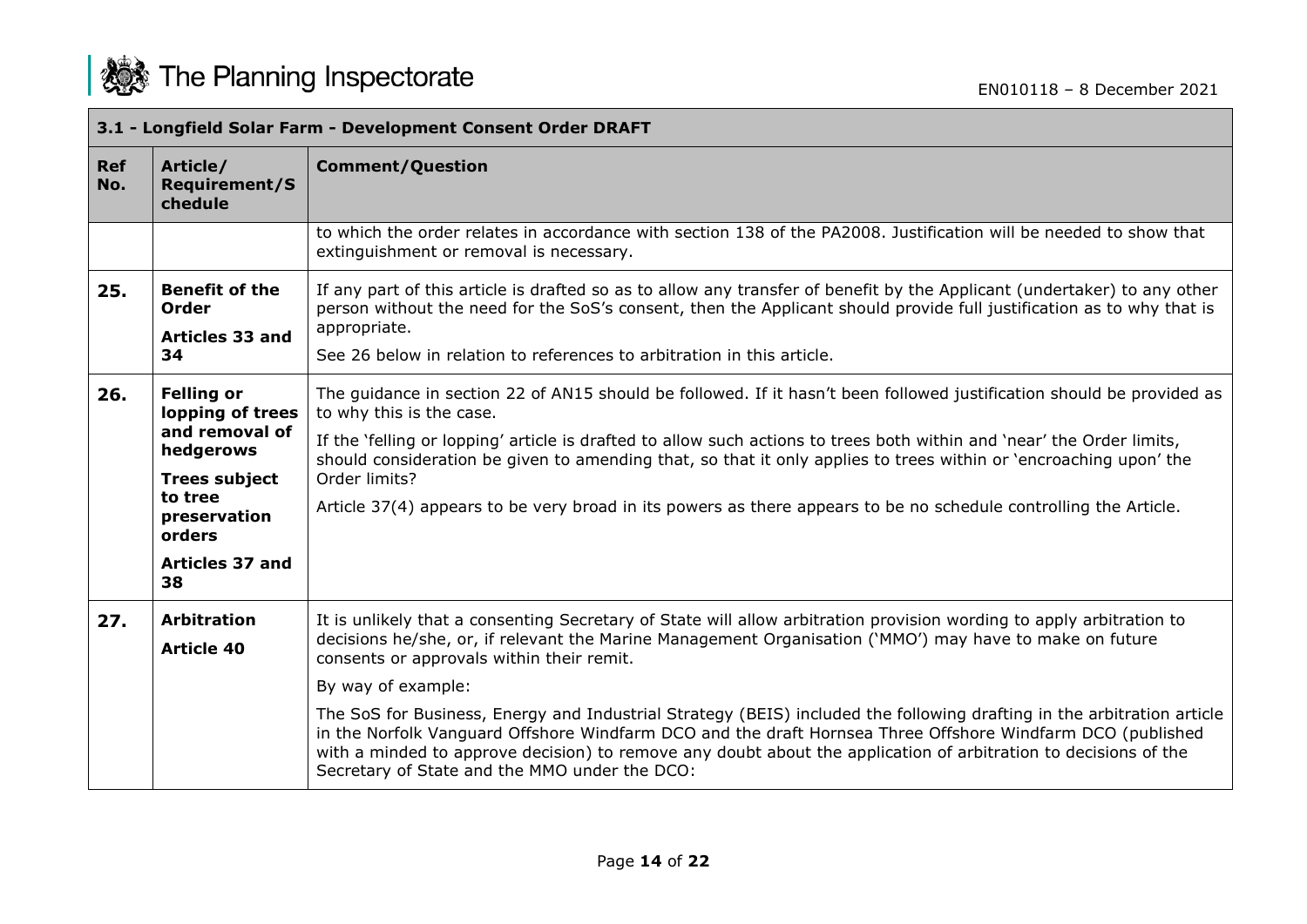| 3.1 - Longfield Solar Farm - Development Consent Order DRAFT | | |
|---|---|---|
| **Ref No.** | **Article/ Requirement/Schedule** | **Comment/Question** |
| | | to which the order relates in accordance with section 138 of the PA2008. Justification will be needed to show that extinguishment or removal is necessary. |
| **25.** | **Benefit of the Order** **Articles 33 and 34** | If any part of this article is drafted so as to allow any transfer of benefit by the Applicant (undertaker) to any other person without the need for the SoS's consent, then the Applicant should provide full justification as to why that is appropriate. See 26 below in relation to references to arbitration in this article. |
| **26.** | **Felling or lopping of trees and removal of hedgerows** **Trees subject to tree preservation orders** **Articles 37 and 38** | The guidance in section 22 of AN15 should be followed. If it hasn't been followed justification should be provided as to why this is the case. If the 'felling or lopping' article is drafted to allow such actions to trees both within and 'near' the Order limits, should consideration be given to amending that, so that it only applies to trees within or 'encroaching upon' the Order limits? Article 37(4) appears to be very broad in its powers as there appears to be no schedule controlling the Article. |
| **27.** | **Arbitration** **Article 40** | It is unlikely that a consenting Secretary of State will allow arbitration provision wording to apply arbitration to decisions he/she, or, if relevant the Marine Management Organisation ('MMO') may have to make on future consents or approvals within their remit. By way of example: The SoS for Business, Energy and Industrial Strategy (BEIS) included the following drafting in the arbitration article in the Norfolk Vanguard Offshore Windfarm DCO and the draft Hornsea Three Offshore Windfarm DCO (published with a minded to approve decision) to remove any doubt about the application of arbitration to decisions of the Secretary of State and the MMO under the DCO: |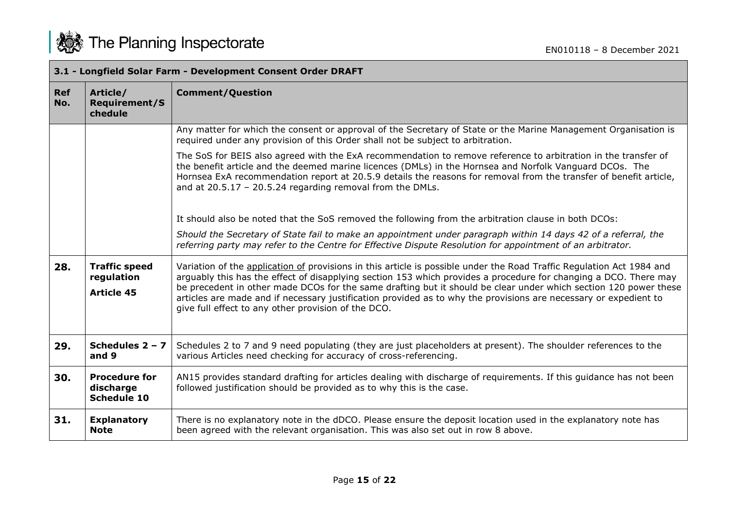| 3.1 - Longfield Solar Farm - Development Consent Order DRAFT | | |
|---|---|---|
| **Ref No.** | **Article/ Requirement/Schedule** | **Comment/Question** |
| | | Any matter for which the consent or approval of the Secretary of State or the Marine Management Organisation is required under any provision of this Order shall not be subject to arbitration.<br><br>The SoS for BEIS also agreed with the ExA recommendation to remove reference to arbitration in the transfer of the benefit article and the deemed marine licences (DMLs) in the Hornsea and Norfolk Vanguard DCOs. The Hornsea ExA recommendation report at 20.5.9 details the reasons for removal from the transfer of benefit article, and at 20.5.17 – 20.5.24 regarding removal from the DMLs.<br><br>It should also be noted that the SoS removed the following from the arbitration clause in both DCOs:<br><br>*Should the Secretary of State fail to make an appointment under paragraph within 14 days 42 of a referral, the referring party may refer to the Centre for Effective Dispute Resolution for appointment of an arbitrator.* |
| **28.** | **Traffic speed regulation**<br><br>**Article 45** | Variation of the <u>application of</u> provisions in this article is possible under the Road Traffic Regulation Act 1984 and arguably this has the effect of disapplying section 153 which provides a procedure for changing a DCO. There may be precedent in other made DCOs for the same drafting but it should be clear under which section 120 power these articles are made and if necessary justification provided as to why the provisions are necessary or expedient to give full effect to any other provision of the DCO. |
| **29.** | **Schedules 2 – 7 and 9** | Schedules 2 to 7 and 9 need populating (they are just placeholders at present). The shoulder references to the various Articles need checking for accuracy of cross-referencing. |
| **30.** | **Procedure for discharge Schedule 10** | AN15 provides standard drafting for articles dealing with discharge of requirements. If this guidance has not been followed justification should be provided as to why this is the case. |
| **31.** | **Explanatory Note** | There is no explanatory note in the dDCO. Please ensure the deposit location used in the explanatory note has been agreed with the relevant organisation. This was also set out in row 8 above. |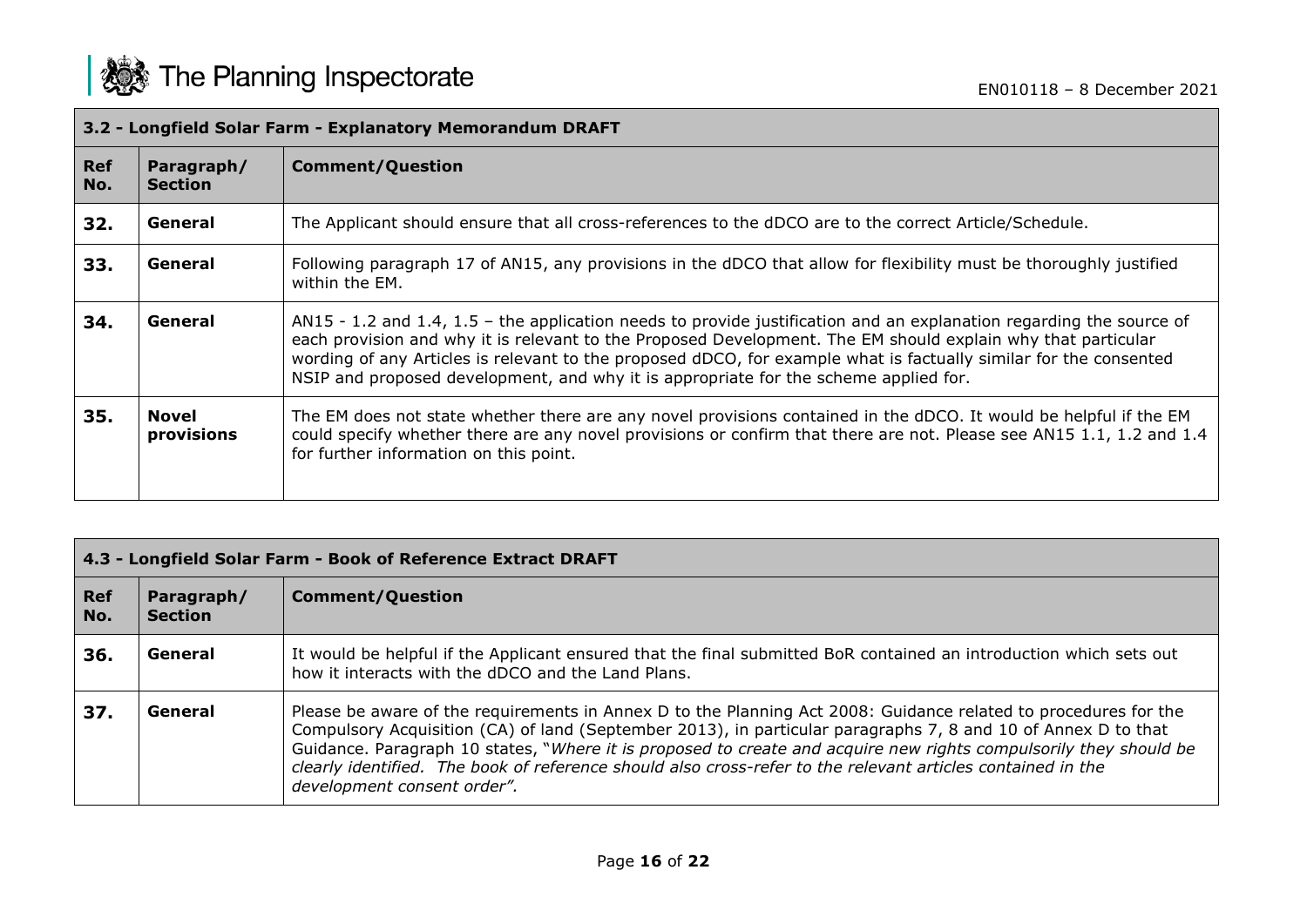| 3.2 - Longfield Solar Farm - Explanatory Memorandum DRAFT | | |
|---|---|---|
| **Ref No.** | **Paragraph/ Section** | **Comment/Question** |
| **32.** | **General** | The Applicant should ensure that all cross-references to the dDCO are to the correct Article/Schedule. |
| **33.** | **General** | Following paragraph 17 of AN15, any provisions in the dDCO that allow for flexibility must be thoroughly justified within the EM. |
| **34.** | **General** | AN15 - 1.2 and 1.4, 1.5 – the application needs to provide justification and an explanation regarding the source of each provision and why it is relevant to the Proposed Development. The EM should explain why that particular wording of any Articles is relevant to the proposed dDCO, for example what is factually similar for the consented NSIP and proposed development, and why it is appropriate for the scheme applied for. |
| **35.** | **Novel provisions** | The EM does not state whether there are any novel provisions contained in the dDCO. It would be helpful if the EM could specify whether there are any novel provisions or confirm that there are not. Please see AN15 1.1, 1.2 and 1.4 for further information on this point. |

| 4.3 - Longfield Solar Farm - Book of Reference Extract DRAFT | | |
|---|---|---|
| **Ref No.** | **Paragraph/ Section** | **Comment/Question** |
| **36.** | **General** | It would be helpful if the Applicant ensured that the final submitted BoR contained an introduction which sets out how it interacts with the dDCO and the Land Plans. |
| **37.** | **General** | Please be aware of the requirements in Annex D to the Planning Act 2008: Guidance related to procedures for the Compulsory Acquisition (CA) of land (September 2013), in particular paragraphs 7, 8 and 10 of Annex D to that Guidance. Paragraph 10 states, "*Where it is proposed to create and acquire new rights compulsorily they should be clearly identified. The book of reference should also cross-refer to the relevant articles contained in the development consent order".* |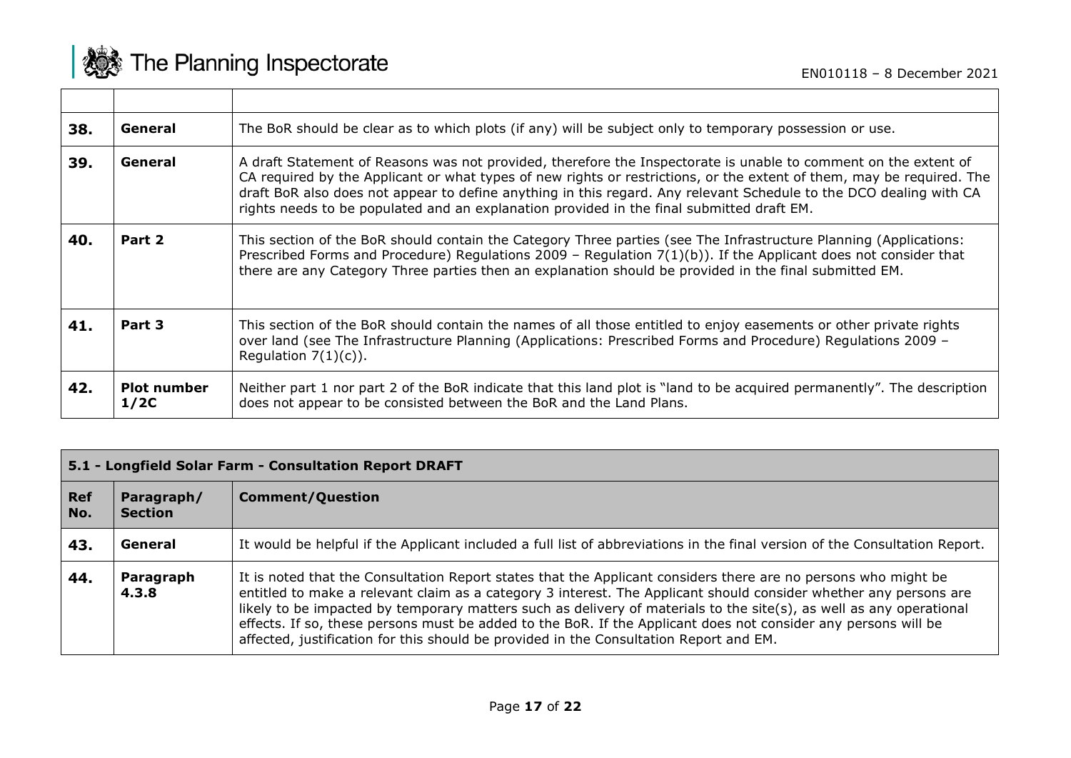| | | |
|---|---|---|
| **38.** | **General** | The BoR should be clear as to which plots (if any) will be subject only to temporary possession or use. |
| **39.** | **General** | A draft Statement of Reasons was not provided, therefore the Inspectorate is unable to comment on the extent of CA required by the Applicant or what types of new rights or restrictions, or the extent of them, may be required. The draft BoR also does not appear to define anything in this regard. Any relevant Schedule to the DCO dealing with CA rights needs to be populated and an explanation provided in the final submitted draft EM. |
| **40.** | **Part 2** | This section of the BoR should contain the Category Three parties (see The Infrastructure Planning (Applications: Prescribed Forms and Procedure) Regulations 2009 – Regulation 7(1)(b)). If the Applicant does not consider that there are any Category Three parties then an explanation should be provided in the final submitted EM. |
| **41.** | **Part 3** | This section of the BoR should contain the names of all those entitled to enjoy easements or other private rights over land (see The Infrastructure Planning (Applications: Prescribed Forms and Procedure) Regulations 2009 – Regulation 7(1)(c)). |
| **42.** | **Plot number 1/2C** | Neither part 1 nor part 2 of the BoR indicate that this land plot is "land to be acquired permanently". The description does not appear to be consisted between the BoR and the Land Plans. |

| **5.1 - Longfield Solar Farm - Consultation Report DRAFT** | | |
|---|---|---|
| **Ref No.** | **Paragraph/ Section** | **Comment/Question** |
| **43.** | **General** | It would be helpful if the Applicant included a full list of abbreviations in the final version of the Consultation Report. |
| **44.** | **Paragraph 4.3.8** | It is noted that the Consultation Report states that the Applicant considers there are no persons who might be entitled to make a relevant claim as a category 3 interest. The Applicant should consider whether any persons are likely to be impacted by temporary matters such as delivery of materials to the site(s), as well as any operational effects. If so, these persons must be added to the BoR. If the Applicant does not consider any persons will be affected, justification for this should be provided in the Consultation Report and EM. |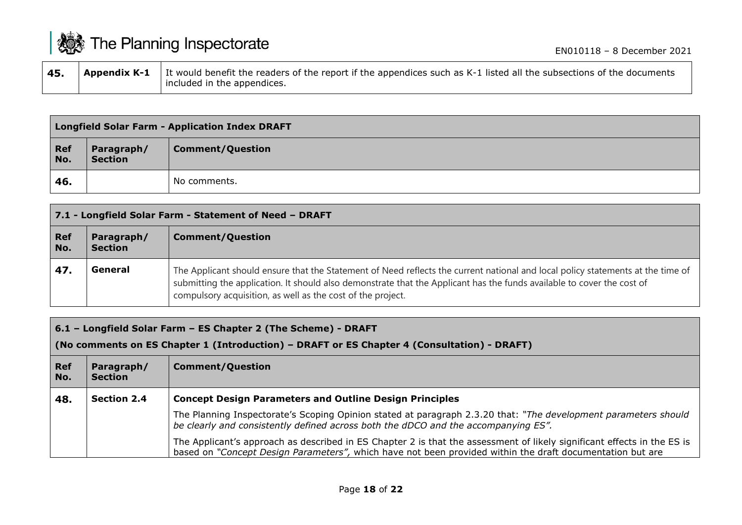| | | |
|---|---|---|
| **45.** | **Appendix K-1** | It would benefit the readers of the report if the appendices such as K-1 listed all the subsections of the documents included in the appendices. |

| **Longfield Solar Farm - Application Index DRAFT** | | |
|---|---|---|
| **Ref No.** | **Paragraph/ Section** | **Comment/Question** |
| **46.** | | No comments. |

| **7.1 - Longfield Solar Farm - Statement of Need – DRAFT** | | |
|---|---|---|
| **Ref No.** | **Paragraph/ Section** | **Comment/Question** |
| **47.** | **General** | The Applicant should ensure that the Statement of Need reflects the current national and local policy statements at the time of submitting the application. It should also demonstrate that the Applicant has the funds available to cover the cost of compulsory acquisition, as well as the cost of the project. |

| **6.1 – Longfield Solar Farm – ES Chapter 2 (The Scheme) - DRAFT** <br> **(No comments on ES Chapter 1 (Introduction) – DRAFT or ES Chapter 4 (Consultation) - DRAFT)** | | |
|---|---|---|
| **Ref No.** | **Paragraph/ Section** | **Comment/Question** |
| **48.** | **Section 2.4** | **Concept Design Parameters and Outline Design Principles** <br> The Planning Inspectorate's Scoping Opinion stated at paragraph 2.3.20 that: *"The development parameters should be clearly and consistently defined across both the dDCO and the accompanying ES".* <br> The Applicant's approach as described in ES Chapter 2 is that the assessment of likely significant effects in the ES is based on *"Concept Design Parameters",* which have not been provided within the draft documentation but are |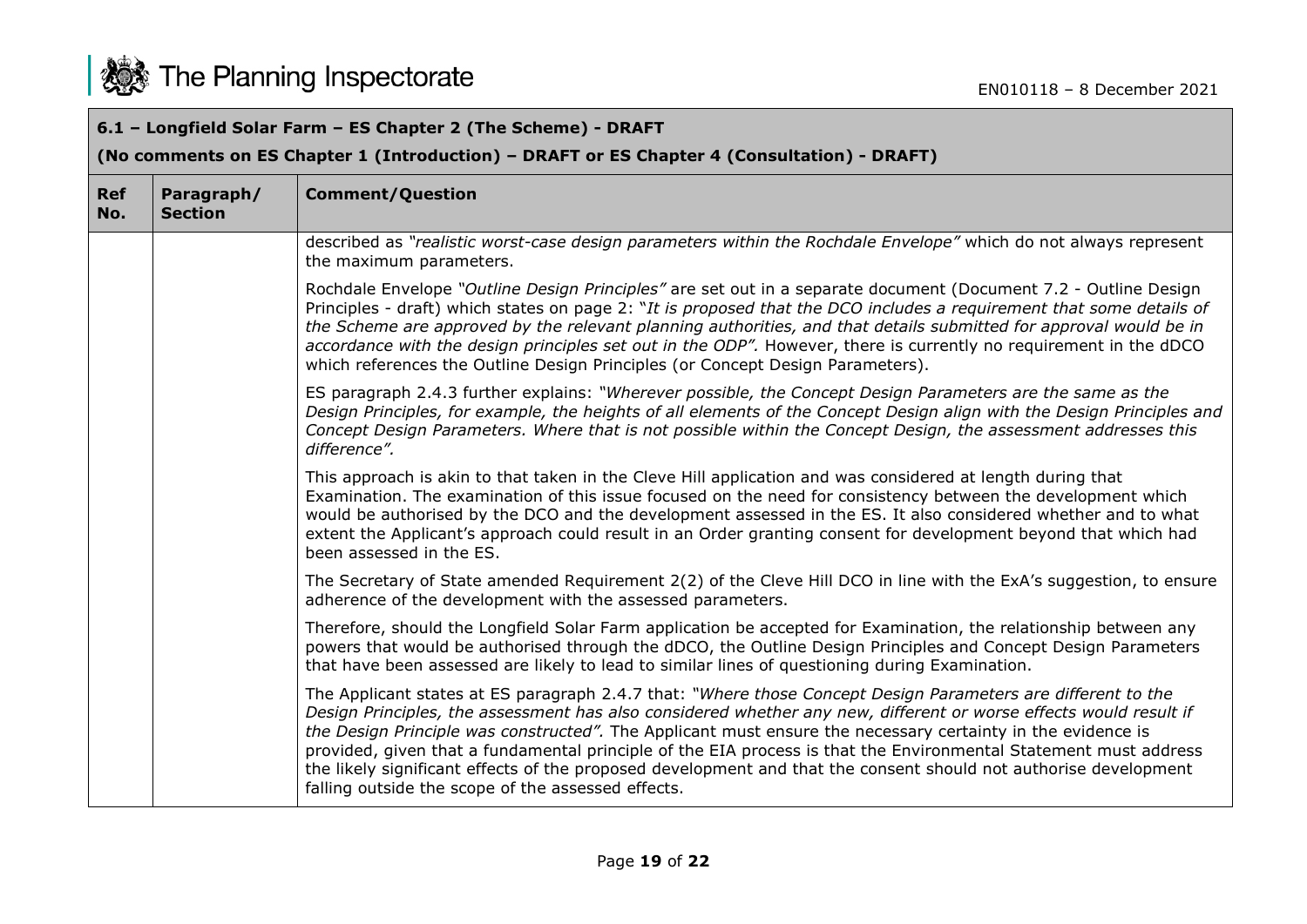**6.1 – Longfield Solar Farm – ES Chapter 2 (The Scheme) - DRAFT**

**(No comments on ES Chapter 1 (Introduction) – DRAFT or ES Chapter 4 (Consultation) - DRAFT)**

| Ref No. | Paragraph/ Section | Comment/Question |
|---|---|---|
| | | described as *"realistic worst-case design parameters within the Rochdale Envelope"* which do not always represent the maximum parameters.<br><br>Rochdale Envelope *"Outline Design Principles"* are set out in a separate document (Document 7.2 - Outline Design Principles - draft) which states on page 2: "*It is proposed that the DCO includes a requirement that some details of the Scheme are approved by the relevant planning authorities, and that details submitted for approval would be in accordance with the design principles set out in the ODP".* However, there is currently no requirement in the dDCO which references the Outline Design Principles (or Concept Design Parameters).<br><br>ES paragraph 2.4.3 further explains: *"Wherever possible, the Concept Design Parameters are the same as the Design Principles, for example, the heights of all elements of the Concept Design align with the Design Principles and Concept Design Parameters. Where that is not possible within the Concept Design, the assessment addresses this difference".*<br><br>This approach is akin to that taken in the Cleve Hill application and was considered at length during that Examination. The examination of this issue focused on the need for consistency between the development which would be authorised by the DCO and the development assessed in the ES. It also considered whether and to what extent the Applicant's approach could result in an Order granting consent for development beyond that which had been assessed in the ES.<br><br>The Secretary of State amended Requirement 2(2) of the Cleve Hill DCO in line with the ExA's suggestion, to ensure adherence of the development with the assessed parameters.<br><br>Therefore, should the Longfield Solar Farm application be accepted for Examination, the relationship between any powers that would be authorised through the dDCO, the Outline Design Principles and Concept Design Parameters that have been assessed are likely to lead to similar lines of questioning during Examination.<br><br>The Applicant states at ES paragraph 2.4.7 that: *"Where those Concept Design Parameters are different to the Design Principles, the assessment has also considered whether any new, different or worse effects would result if the Design Principle was constructed".* The Applicant must ensure the necessary certainty in the evidence is provided, given that a fundamental principle of the EIA process is that the Environmental Statement must address the likely significant effects of the proposed development and that the consent should not authorise development falling outside the scope of the assessed effects. |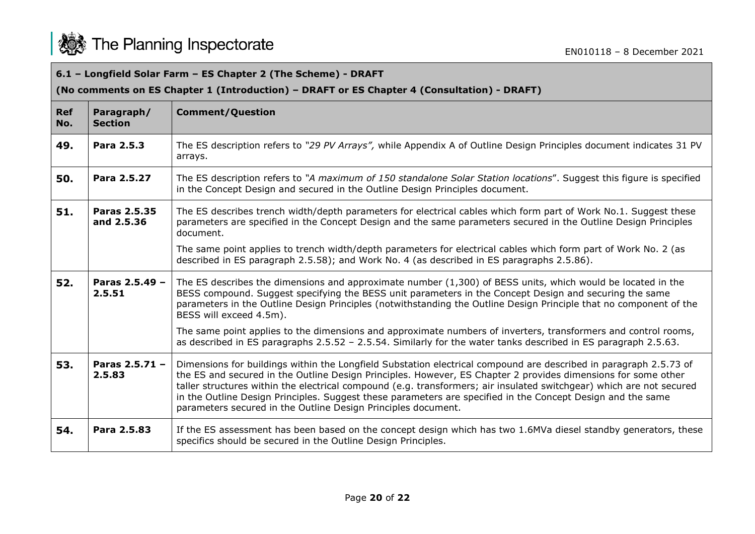| **6.1 – Longfield Solar Farm – ES Chapter 2 (The Scheme) - DRAFT** <br> **(No comments on ES Chapter 1 (Introduction) – DRAFT or ES Chapter 4 (Consultation) - DRAFT)** | | |
|---|---|---|
| **Ref No.** | **Paragraph/ Section** | **Comment/Question** |
| **49.** | **Para 2.5.3** | The ES description refers to *"29 PV Arrays",* while Appendix A of Outline Design Principles document indicates 31 PV arrays. |
| **50.** | **Para 2.5.27** | The ES description refers to *"A maximum of 150 standalone Solar Station locations*". Suggest this figure is specified in the Concept Design and secured in the Outline Design Principles document. |
| **51.** | **Paras 2.5.35 and 2.5.36** | The ES describes trench width/depth parameters for electrical cables which form part of Work No.1. Suggest these parameters are specified in the Concept Design and the same parameters secured in the Outline Design Principles document.<br><br>The same point applies to trench width/depth parameters for electrical cables which form part of Work No. 2 (as described in ES paragraph 2.5.58); and Work No. 4 (as described in ES paragraphs 2.5.86). |
| **52.** | **Paras 2.5.49 – 2.5.51** | The ES describes the dimensions and approximate number (1,300) of BESS units, which would be located in the BESS compound. Suggest specifying the BESS unit parameters in the Concept Design and securing the same parameters in the Outline Design Principles (notwithstanding the Outline Design Principle that no component of the BESS will exceed 4.5m).<br><br>The same point applies to the dimensions and approximate numbers of inverters, transformers and control rooms, as described in ES paragraphs 2.5.52 – 2.5.54. Similarly for the water tanks described in ES paragraph 2.5.63. |
| **53.** | **Paras 2.5.71 – 2.5.83** | Dimensions for buildings within the Longfield Substation electrical compound are described in paragraph 2.5.73 of the ES and secured in the Outline Design Principles. However, ES Chapter 2 provides dimensions for some other taller structures within the electrical compound (e.g. transformers; air insulated switchgear) which are not secured in the Outline Design Principles. Suggest these parameters are specified in the Concept Design and the same parameters secured in the Outline Design Principles document. |
| **54.** | **Para 2.5.83** | If the ES assessment has been based on the concept design which has two 1.6MVa diesel standby generators, these specifics should be secured in the Outline Design Principles. |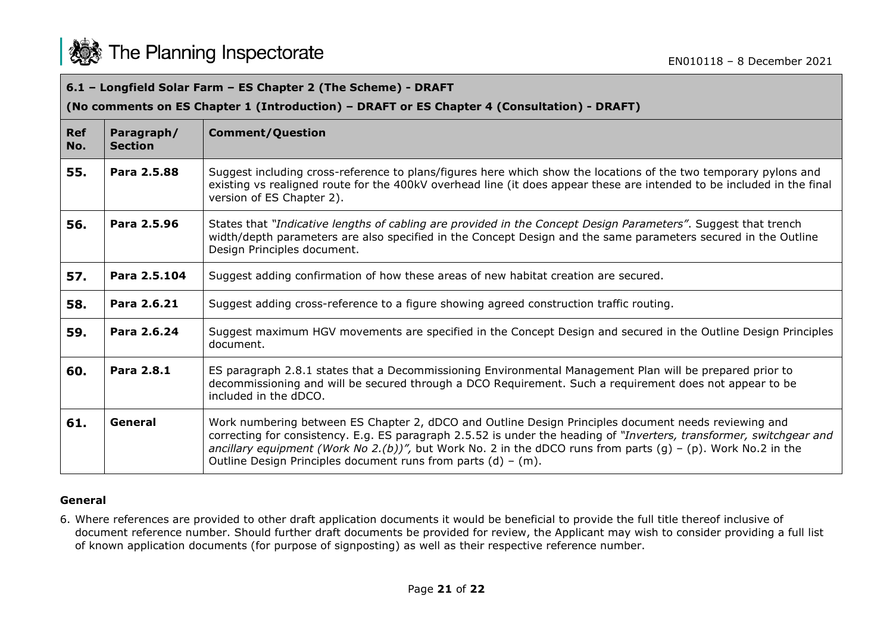| **6.1 – Longfield Solar Farm – ES Chapter 2 (The Scheme) - DRAFT** **(No comments on ES Chapter 1 (Introduction) – DRAFT or ES Chapter 4 (Consultation) - DRAFT)** | | |
|---|---|---|
| **Ref No.** | **Paragraph/ Section** | **Comment/Question** |
| **55.** | **Para 2.5.88** | Suggest including cross-reference to plans/figures here which show the locations of the two temporary pylons and existing vs realigned route for the 400kV overhead line (it does appear these are intended to be included in the final version of ES Chapter 2). |
| **56.** | **Para 2.5.96** | States that *"Indicative lengths of cabling are provided in the Concept Design Parameters"*. Suggest that trench width/depth parameters are also specified in the Concept Design and the same parameters secured in the Outline Design Principles document. |
| **57.** | **Para 2.5.104** | Suggest adding confirmation of how these areas of new habitat creation are secured. |
| **58.** | **Para 2.6.21** | Suggest adding cross-reference to a figure showing agreed construction traffic routing. |
| **59.** | **Para 2.6.24** | Suggest maximum HGV movements are specified in the Concept Design and secured in the Outline Design Principles document. |
| **60.** | **Para 2.8.1** | ES paragraph 2.8.1 states that a Decommissioning Environmental Management Plan will be prepared prior to decommissioning and will be secured through a DCO Requirement. Such a requirement does not appear to be included in the dDCO. |
| **61.** | **General** | Work numbering between ES Chapter 2, dDCO and Outline Design Principles document needs reviewing and correcting for consistency. E.g. ES paragraph 2.5.52 is under the heading of *"Inverters, transformer, switchgear and ancillary equipment (Work No 2.(b))",* but Work No. 2 in the dDCO runs from parts (g) – (p). Work No.2 in the Outline Design Principles document runs from parts (d) – (m). |

**General**

6. Where references are provided to other draft application documents it would be beneficial to provide the full title thereof inclusive of document reference number. Should further draft documents be provided for review, the Applicant may wish to consider providing a full list of known application documents (for purpose of signposting) as well as their respective reference number.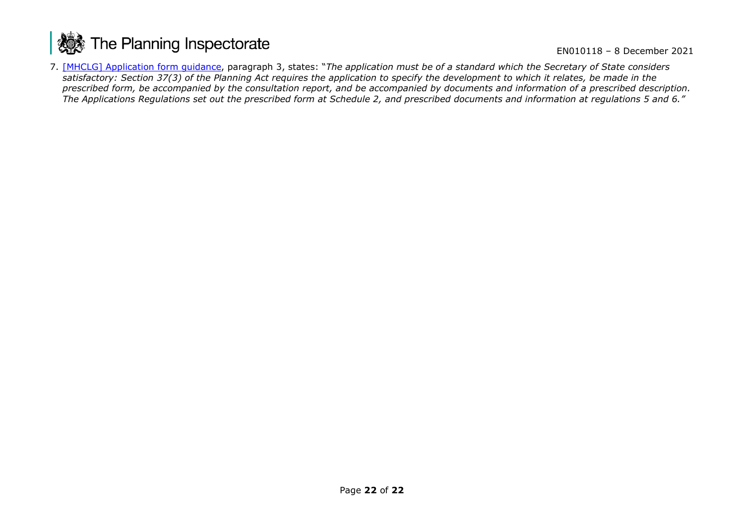7. [MHCLG] Application form guidance, paragraph 3, states: "*The application must be of a standard which the Secretary of State considers satisfactory: Section 37(3) of the Planning Act requires the application to specify the development to which it relates, be made in the prescribed form, be accompanied by the consultation report, and be accompanied by documents and information of a prescribed description. The Applications Regulations set out the prescribed form at Schedule 2, and prescribed documents and information at regulations 5 and 6."*